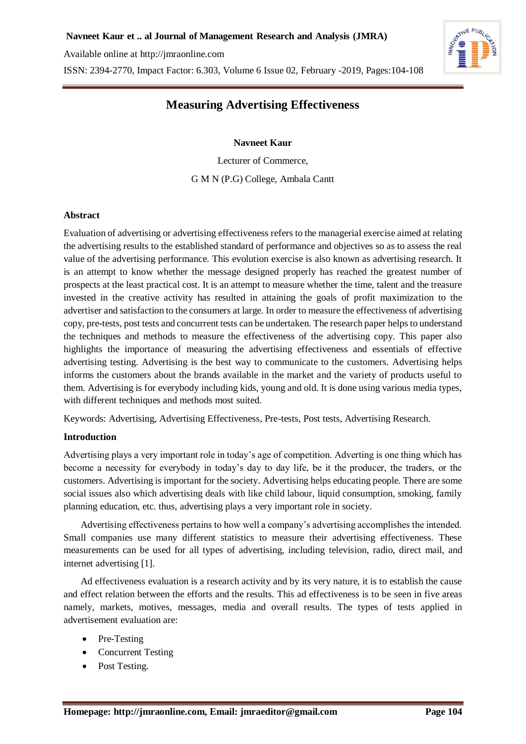# Measuring Advertising Effectiveness

**Navneet Kaur**

Lecturer of Commerce,

G M N (P.G) College, Ambala Cantt

## Abstract

Evaluation of advertising or advertising effectiveness refers to the managerial exercise aimed at relating the advertising results to the established standard of performance and objectives so as to assess the real value of the advertising performance. This evolution exercise is also known as advertising research. It is an attempt to know whether the message designed properly has reached the greatest number of prospects at the least practical cost. It is an attempt to measure whether the time, talent and the treasure invested in the creative activity has resulted in attaining the goals of profit maximization to the advertiser and satisfaction to the consumers at large. In order to measure the effectiveness of advertising copy, pre-tests, post tests and concurrent tests can be undertaken. The research paper helps to understand the techniques and methods to measure the effectiveness of the advertising copy. This paper also highlights the importance of measuring the advertising effectiveness and essentials of effective advertising testing. Advertising is the best way to communicate to the customers. Advertising helps informs the customers about the brands available in the market and the variety of products useful to them. Advertising is for everybody including kids, young and old. It is done using various media types, with different techniques and methods most suited.

Keywords: Advertising, Advertising Effectiveness, Pre-tests, Post tests, Advertising Research.

## Introduction

Advertising plays a very important role in today's age of competition. Adverting is one thing which has become a necessity for everybody in today's day to day life, be it the producer, the traders, or the customers. Advertising is important for the society. Advertising helps educating people. There are some social issues also which advertising deals with like child labour, liquid consumption, smoking, family planning education, etc. thus, advertising plays a very important role in society.

Advertising effectiveness pertains to how well a company's advertising accomplishes the intended. Small companies use many different statistics to measure their advertising effectiveness. These measurements can be used for all types of advertising, including television, radio, direct mail, and internet advertising [1].

Ad effectiveness evaluation is a research activity and by its very nature, it is to establish the cause and effect relation between the efforts and the results. This ad effectiveness is to be seen in five areas namely, markets, motives, messages, media and overall results. The types of tests applied in advertisement evaluation are:

- Pre-Testing
- Concurrent Testing
- Post Testing.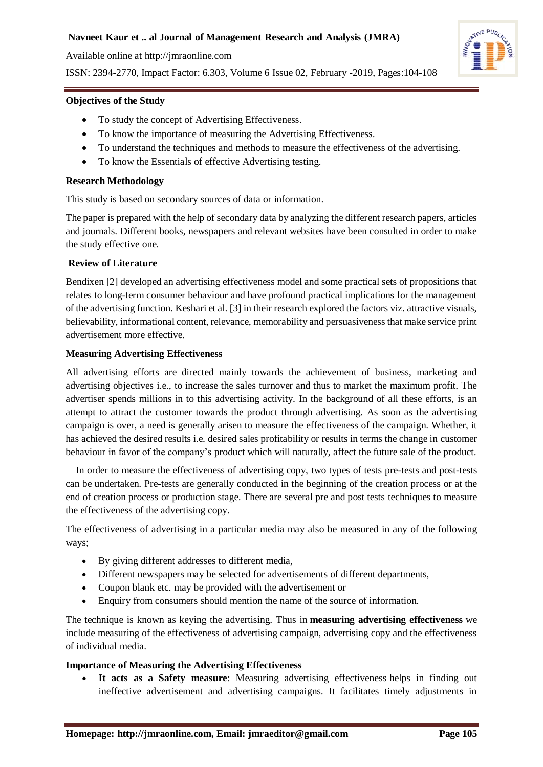**Objectives of the Study**

- To study the concept of Advertising Effectiveness.
- To know the importance of measuring the Advertising Effectiveness.
- To understand the techniques and methods to measure the effectiveness of the advertising.
- To know the Essentials of effective Advertising testing.

**Research Methodology**

This study is based on secondary sources of data or information.

The paper is prepared with the help of secondary data by analyzing the different research papers, articles and journals. Different books, newspapers and relevant websites have been consulted in order to make the study effective one.

**Review of Literature**

Bendixen [2] developed an advertising effectiveness model and some practical sets of propositions that relates to long-term consumer behaviour and have profound practical implications for the management of the advertising function. Keshari et al. [3] in their research explored the factors viz. attractive visuals, believability, informational content, relevance, memorability and persuasiveness that make service print advertisement more effective.

**Measuring Advertising Effectiveness**

All advertising efforts are directed mainly towards the achievement of business, marketing and advertising objectives i.e., to increase the sales turnover and thus to market the maximum profit. The advertiser spends millions in to this advertising activity. In the background of all these efforts, is an attempt to attract the customer towards the product through advertising. As soon as the advertising campaign is over, a need is generally arisen to measure the effectiveness of the campaign. Whether, it has achieved the desired results i.e. desired sales profitability or results in terms the change in customer behaviour in favor of the company's product which will naturally, affect the future sale of the product.

In order to measure the effectiveness of advertising copy, two types of tests pre-tests and post-tests can be undertaken. Pre-tests are generally conducted in the beginning of the creation process or at the end of creation process or production stage. There are several pre and post tests techniques to measure the effectiveness of the advertising copy.

The effectiveness of advertising in a particular media may also be measured in any of the following ways;

- By giving different addresses to different media,
- Different newspapers may be selected for advertisements of different departments,
- Coupon blank etc. may be provided with the advertisement or
- Enquiry from consumers should mention the name of the source of information.

The technique is known as keying the advertising. Thus in **measuring advertising effectiveness** we include measuring of the effectiveness of advertising campaign, advertising copy and the effectiveness of individual media.

**Importance of Measuring the Advertising Effectiveness**

- **It acts as a Safety measure**: Measuring advertising effectiveness helps in finding out ineffective advertisement and advertising campaigns. It facilitates timely adjustments in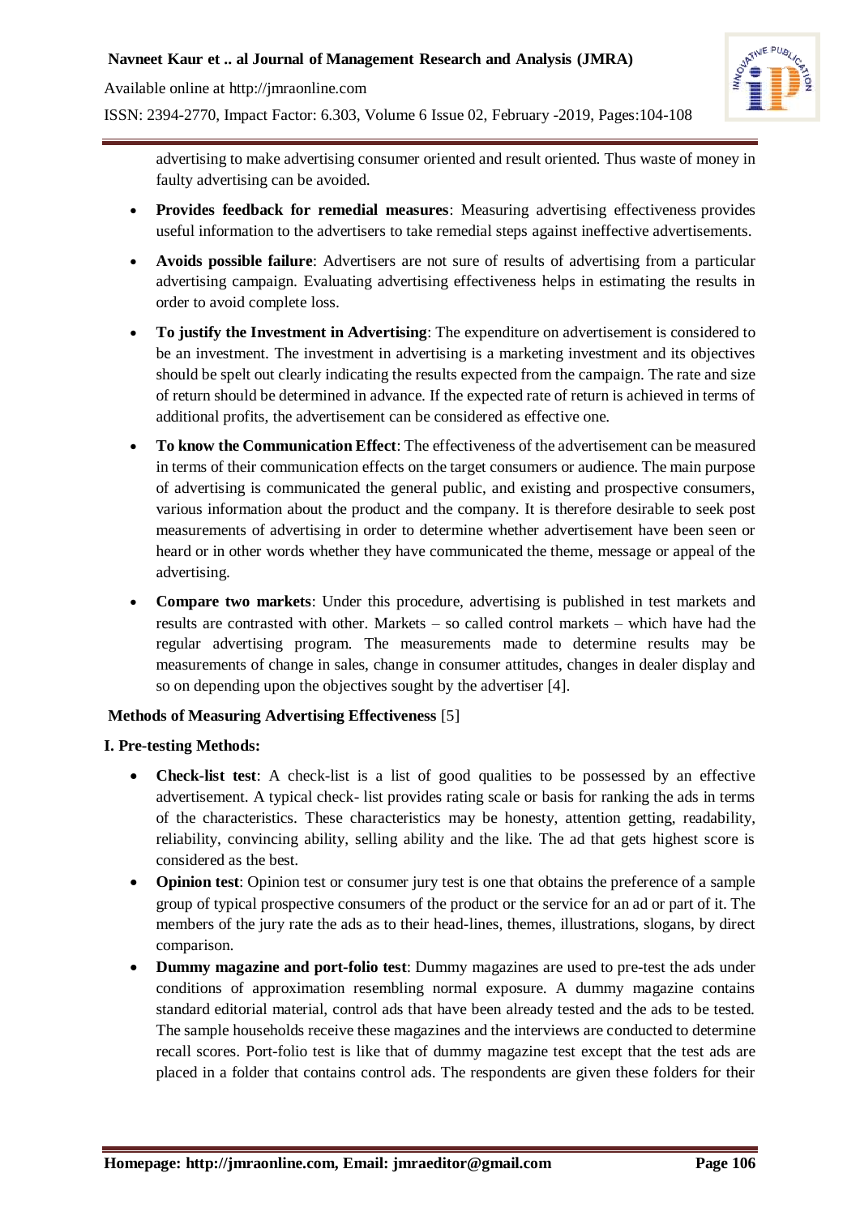advertising to make advertising consumer oriented and result oriented. Thus waste of money in faulty advertising can be avoided.

- **Provides feedback for remedial measures**: Measuring advertising effectiveness provides useful information to the advertisers to take remedial steps against ineffective advertisements.
- **Avoids possible failure**: Advertisers are not sure of results of advertising from a particular advertising campaign. Evaluating advertising effectiveness helps in estimating the results in order to avoid complete loss.
- **To justify the Investment in Advertising**: The expenditure on advertisement is considered to be an investment. The investment in advertising is a marketing investment and its objectives should be spelt out clearly indicating the results expected from the campaign. The rate and size of return should be determined in advance. If the expected rate of return is achieved in terms of additional profits, the advertisement can be considered as effective one.
- **To know the Communication Effect**: The effectiveness of the advertisement can be measured in terms of their communication effects on the target consumers or audience. The main purpose of advertising is communicated the general public, and existing and prospective consumers, various information about the product and the company. It is therefore desirable to seek post measurements of advertising in order to determine whether advertisement have been seen or heard or in other words whether they have communicated the theme, message or appeal of the advertising.
- **Compare two markets**: Under this procedure, advertising is published in test markets and results are contrasted with other. Markets – so called control markets – which have had the regular advertising program. The measurements made to determine results may be measurements of change in sales, change in consumer attitudes, changes in dealer display and so on depending upon the objectives sought by the advertiser [4].

**Methods of Measuring Advertising Effectiveness** [5]

**I. Pre-testing Methods:**

- **Check-list test**: A check-list is a list of good qualities to be possessed by an effective advertisement. A typical check- list provides rating scale or basis for ranking the ads in terms of the characteristics. These characteristics may be honesty, attention getting, readability, reliability, convincing ability, selling ability and the like. The ad that gets highest score is considered as the best.
- **Opinion test**: Opinion test or consumer jury test is one that obtains the preference of a sample group of typical prospective consumers of the product or the service for an ad or part of it. The members of the jury rate the ads as to their head-lines, themes, illustrations, slogans, by direct comparison.
- **Dummy magazine and port-folio test**: Dummy magazines are used to pre-test the ads under conditions of approximation resembling normal exposure. A dummy magazine contains standard editorial material, control ads that have been already tested and the ads to be tested. The sample households receive these magazines and the interviews are conducted to determine recall scores. Port-folio test is like that of dummy magazine test except that the test ads are placed in a folder that contains control ads. The respondents are given these folders for their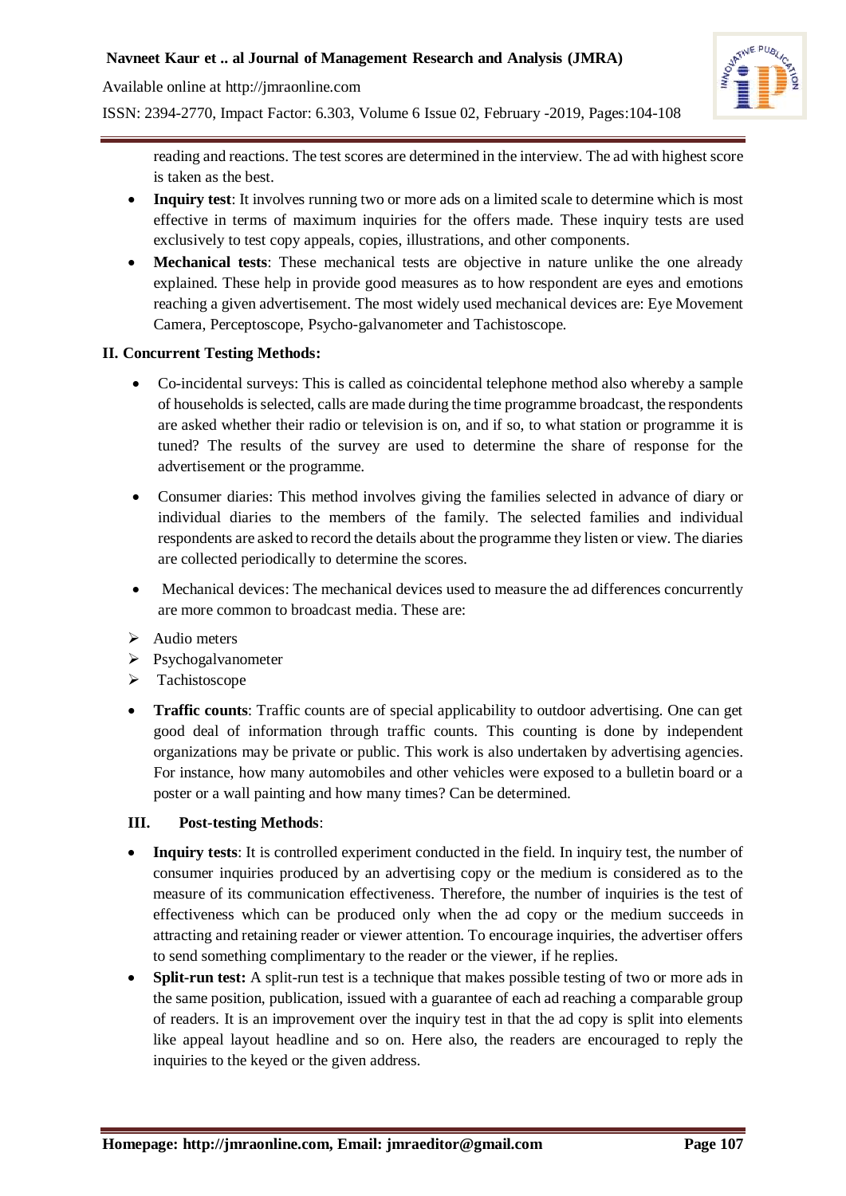reading and reactions. The test scores are determined in the interview. The ad with highest score is taken as the best.

- **Inquiry test**: It involves running two or more ads on a limited scale to determine which is most effective in terms of maximum inquiries for the offers made. These inquiry tests are used exclusively to test copy appeals, copies, illustrations, and other components.
- **Mechanical tests**: These mechanical tests are objective in nature unlike the one already explained. These help in provide good measures as to how respondent are eyes and emotions reaching a given advertisement. The most widely used mechanical devices are: Eye Movement Camera, Perceptoscope, Psycho-galvanometer and Tachistoscope.

**II. Concurrent Testing Methods:**

- Co-incidental surveys: This is called as coincidental telephone method also whereby a sample of households is selected, calls are made during the time programme broadcast, the respondents are asked whether their radio or television is on, and if so, to what station or programme it is tuned? The results of the survey are used to determine the share of response for the advertisement or the programme.
- Consumer diaries: This method involves giving the families selected in advance of diary or individual diaries to the members of the family. The selected families and individual respondents are asked to record the details about the programme they listen or view. The diaries are collected periodically to determine the scores.
- Mechanical devices: The mechanical devices used to measure the ad differences concurrently are more common to broadcast media. These are:
  - Audio meters
  - Psychogalvanometer
  - Tachistoscope
- **Traffic counts**: Traffic counts are of special applicability to outdoor advertising. One can get good deal of information through traffic counts. This counting is done by independent organizations may be private or public. This work is also undertaken by advertising agencies. For instance, how many automobiles and other vehicles were exposed to a bulletin board or a poster or a wall painting and how many times? Can be determined.

**III. Post-testing Methods**:

- **Inquiry tests**: It is controlled experiment conducted in the field. In inquiry test, the number of consumer inquiries produced by an advertising copy or the medium is considered as to the measure of its communication effectiveness. Therefore, the number of inquiries is the test of effectiveness which can be produced only when the ad copy or the medium succeeds in attracting and retaining reader or viewer attention. To encourage inquiries, the advertiser offers to send something complimentary to the reader or the viewer, if he replies.
- **Split-run test:** A split-run test is a technique that makes possible testing of two or more ads in the same position, publication, issued with a guarantee of each ad reaching a comparable group of readers. It is an improvement over the inquiry test in that the ad copy is split into elements like appeal layout headline and so on. Here also, the readers are encouraged to reply the inquiries to the keyed or the given address.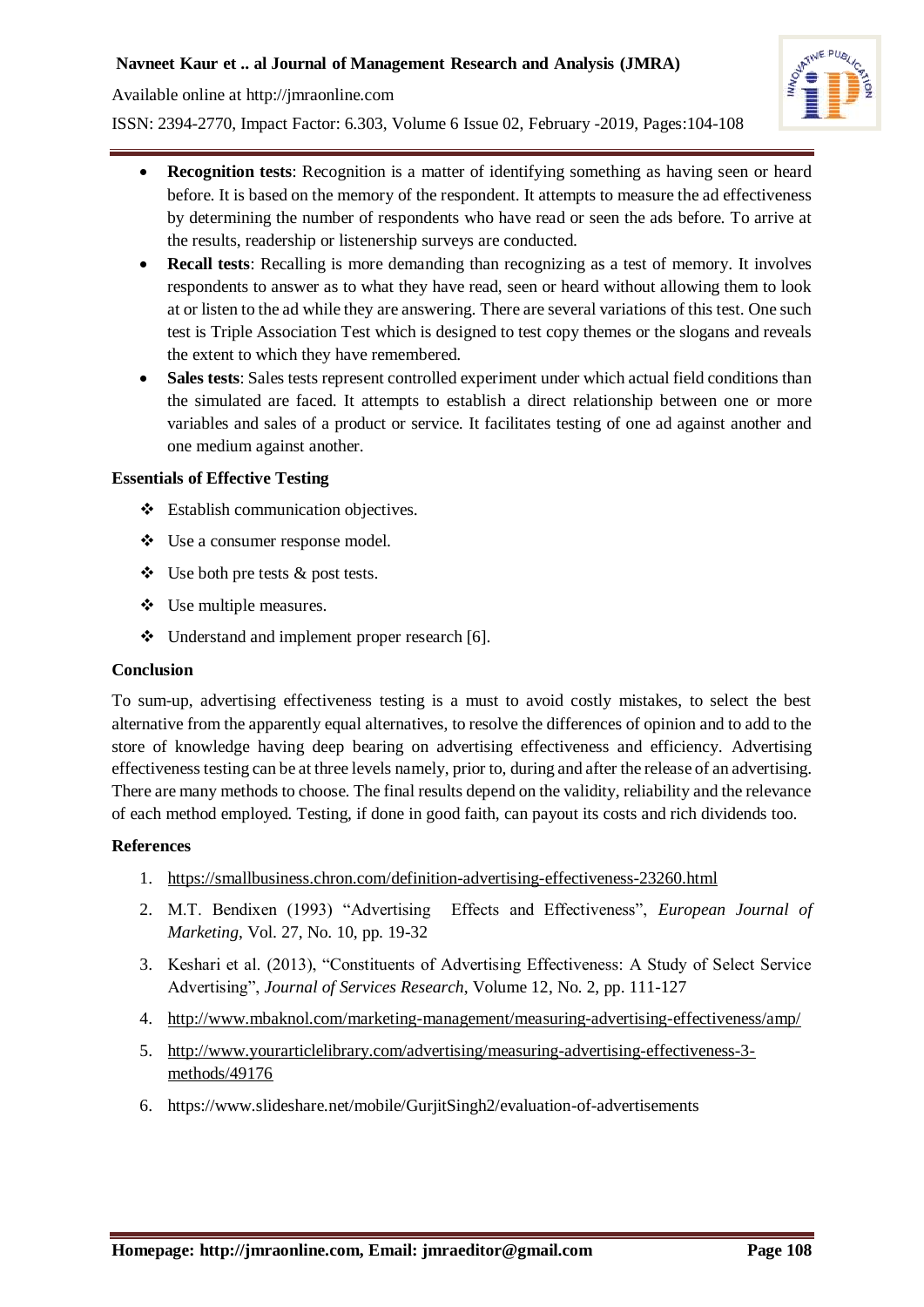- **Recognition tests**: Recognition is a matter of identifying something as having seen or heard before. It is based on the memory of the respondent. It attempts to measure the ad effectiveness by determining the number of respondents who have read or seen the ads before. To arrive at the results, readership or listenership surveys are conducted.
- **Recall tests**: Recalling is more demanding than recognizing as a test of memory. It involves respondents to answer as to what they have read, seen or heard without allowing them to look at or listen to the ad while they are answering. There are several variations of this test. One such test is Triple Association Test which is designed to test copy themes or the slogans and reveals the extent to which they have remembered.
- **Sales tests**: Sales tests represent controlled experiment under which actual field conditions than the simulated are faced. It attempts to establish a direct relationship between one or more variables and sales of a product or service. It facilitates testing of one ad against another and one medium against another.

**Essentials of Effective Testing**

- ❖ Establish communication objectives.
- ❖ Use a consumer response model.
- ❖ Use both pre tests & post tests.
- ❖ Use multiple measures.
- ❖ Understand and implement proper research [6].

**Conclusion**

To sum-up, advertising effectiveness testing is a must to avoid costly mistakes, to select the best alternative from the apparently equal alternatives, to resolve the differences of opinion and to add to the store of knowledge having deep bearing on advertising effectiveness and efficiency. Advertising effectiveness testing can be at three levels namely, prior to, during and after the release of an advertising. There are many methods to choose. The final results depend on the validity, reliability and the relevance of each method employed. Testing, if done in good faith, can payout its costs and rich dividends too.

**References**

1. https://smallbusiness.chron.com/definition-advertising-effectiveness-23260.html
2. M.T. Bendixen (1993) "Advertising Effects and Effectiveness", *European Journal of Marketing*, Vol. 27, No. 10, pp. 19-32
3. Keshari et al. (2013), "Constituents of Advertising Effectiveness: A Study of Select Service Advertising", *Journal of Services Research*, Volume 12, No. 2, pp. 111-127
4. http://www.mbaknol.com/marketing-management/measuring-advertising-effectiveness/amp/
5. http://www.yourarticlelibrary.com/advertising/measuring-advertising-effectiveness-3-methods/49176
6. https://www.slideshare.net/mobile/GurjitSingh2/evaluation-of-advertisements